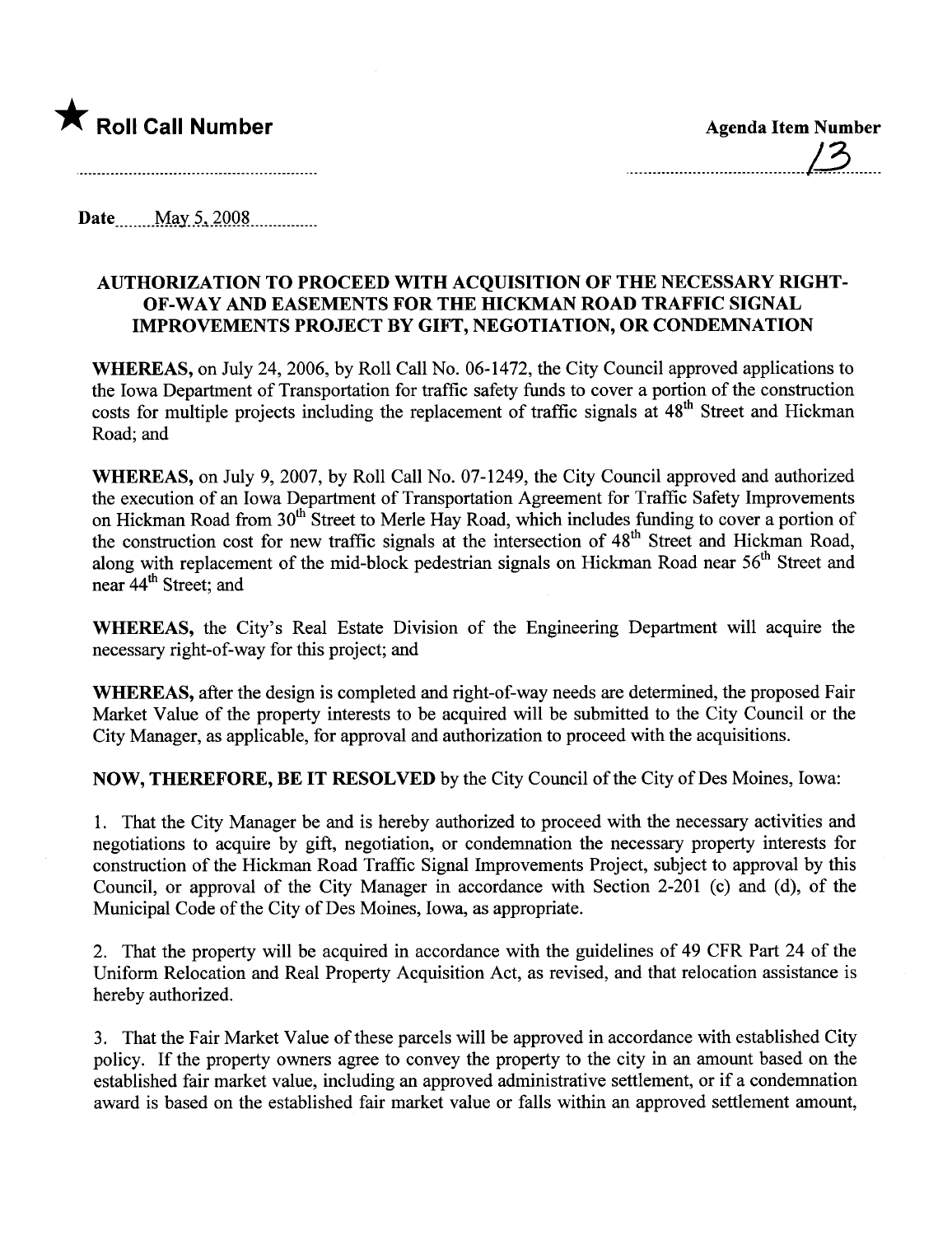★ **Roll Call Number**

**Agenda Item Number**

13

Date May 5, 2008

**AUTHORIZATION TO PROCEED WITH ACQUISITION OF THE NECESSARY RIGHT-OF-WAY AND EASEMENTS FOR THE HICKMAN ROAD TRAFFIC SIGNAL IMPROVEMENTS PROJECT BY GIFT, NEGOTIATION, OR CONDEMNATION**

**WHEREAS,** on July 24, 2006, by Roll Call No. 06-1472, the City Council approved applications to the Iowa Department of Transportation for traffic safety funds to cover a portion of the construction costs for multiple projects including the replacement of traffic signals at 48th Street and Hickman Road; and

**WHEREAS,** on July 9, 2007, by Roll Call No. 07-1249, the City Council approved and authorized the execution of an Iowa Department of Transportation Agreement for Traffic Safety Improvements on Hickman Road from 30th Street to Merle Hay Road, which includes funding to cover a portion of the construction cost for new traffic signals at the intersection of 48th Street and Hickman Road, along with replacement of the mid-block pedestrian signals on Hickman Road near 56th Street and near 44th Street; and

**WHEREAS,** the City's Real Estate Division of the Engineering Department will acquire the necessary right-of-way for this project; and

**WHEREAS,** after the design is completed and right-of-way needs are determined, the proposed Fair Market Value of the property interests to be acquired will be submitted to the City Council or the City Manager, as applicable, for approval and authorization to proceed with the acquisitions.

**NOW, THEREFORE, BE IT RESOLVED** by the City Council of the City of Des Moines, Iowa:

1. That the City Manager be and is hereby authorized to proceed with the necessary activities and negotiations to acquire by gift, negotiation, or condemnation the necessary property interests for construction of the Hickman Road Traffic Signal Improvements Project, subject to approval by this Council, or approval of the City Manager in accordance with Section 2-201 (c) and (d), of the Municipal Code of the City of Des Moines, Iowa, as appropriate.

2. That the property will be acquired in accordance with the guidelines of 49 CFR Part 24 of the Uniform Relocation and Real Property Acquisition Act, as revised, and that relocation assistance is hereby authorized.

3. That the Fair Market Value of these parcels will be approved in accordance with established City policy. If the property owners agree to convey the property to the city in an amount based on the established fair market value, including an approved administrative settlement, or if a condemnation award is based on the established fair market value or falls within an approved settlement amount,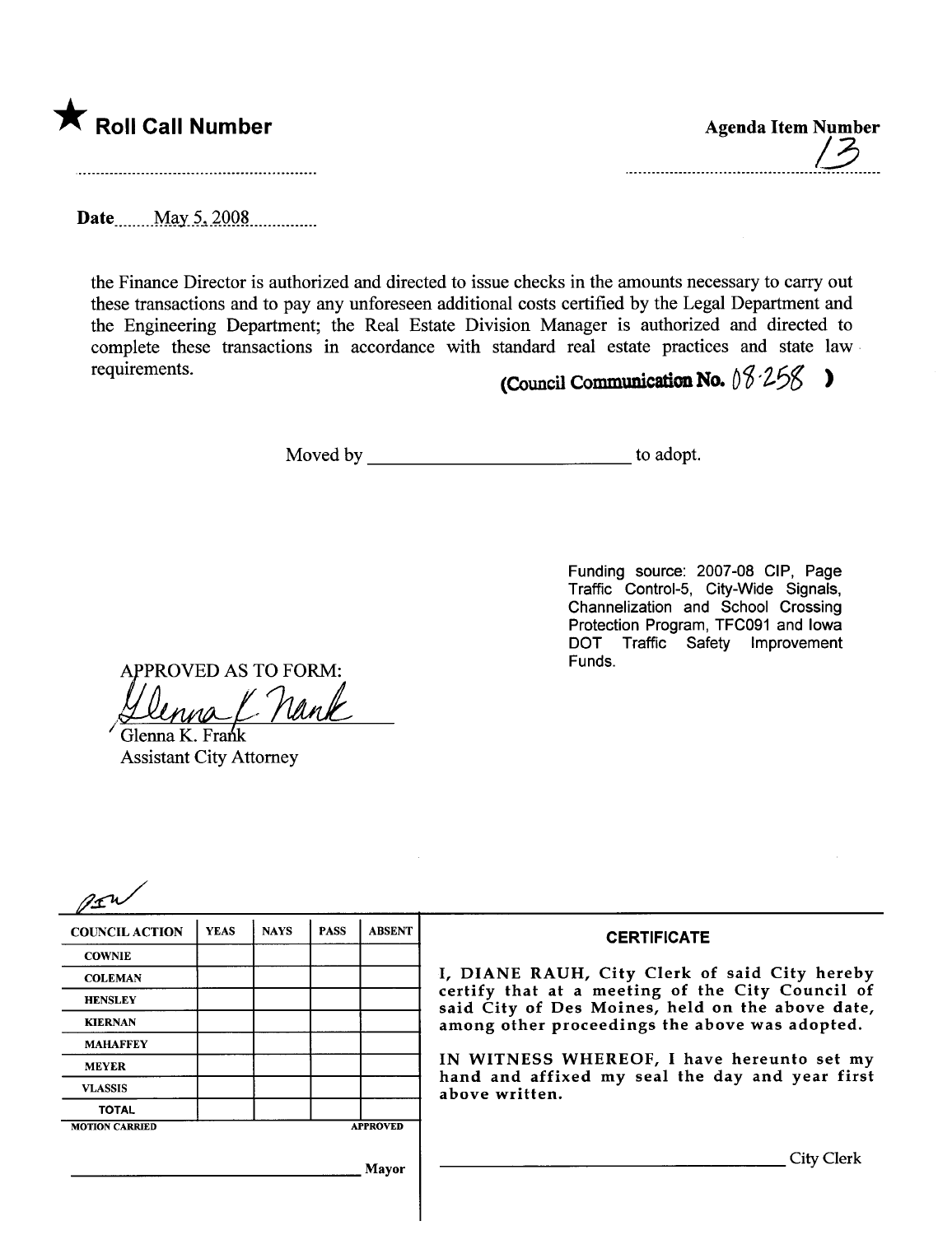★ **Roll Call Number**

**Agenda Item Number**

13

**Date** May 5, 2008

the Finance Director is authorized and directed to issue checks in the amounts necessary to carry out these transactions and to pay any unforeseen additional costs certified by the Legal Department and the Engineering Department; the Real Estate Division Manager is authorized and directed to complete these transactions in accordance with standard real estate practices and state law requirements.

**(Council Communication No. 08-258 )**

Moved by ____________________________ to adopt.

Funding source: 2007-08 CIP, Page Traffic Control-5, City-Wide Signals, Channelization and School Crossing Protection Program, TFC091 and Iowa DOT Traffic Safety Improvement Funds.

APPROVED AS TO FORM:

Glenna K. Frank
Assistant City Attorney

| COUNCIL ACTION | YEAS | NAYS | PASS | ABSENT |
|---|---|---|---|---|
| COWNIE | | | | |
| COLEMAN | | | | |
| HENSLEY | | | | |
| KIERNAN | | | | |
| MAHAFFEY | | | | |
| MEYER | | | | |
| VLASSIS | | | | |
| TOTAL | | | | |
| MOTION CARRIED | | | | APPROVED |

______________________________ Mayor

**CERTIFICATE**

I, DIANE RAUH, City Clerk of said City hereby certify that at a meeting of the City Council of said City of Des Moines, held on the above date, among other proceedings the above was adopted.

IN WITNESS WHEREOF, I have hereunto set my hand and affixed my seal the day and year first above written.

______________________________ City Clerk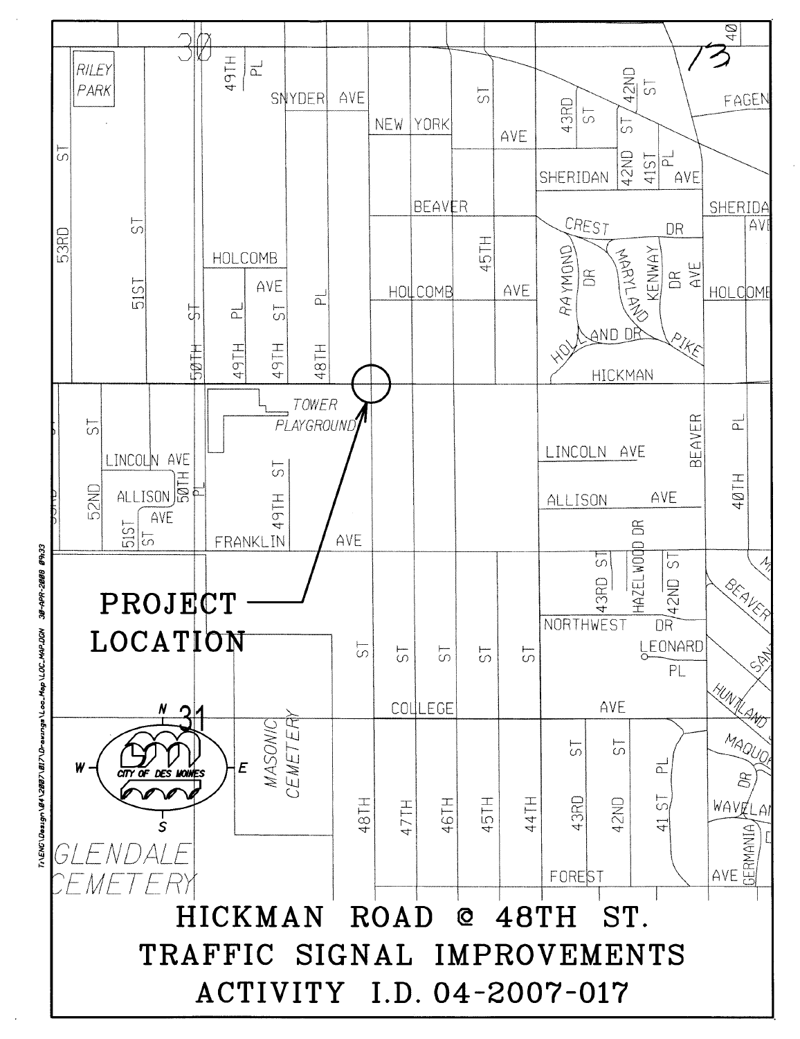PROJECT LOCATION

# HICKMAN ROAD @ 48TH ST.

# TRAFFIC SIGNAL IMPROVEMENTS

# ACTIVITY I.D. 04-2007-017